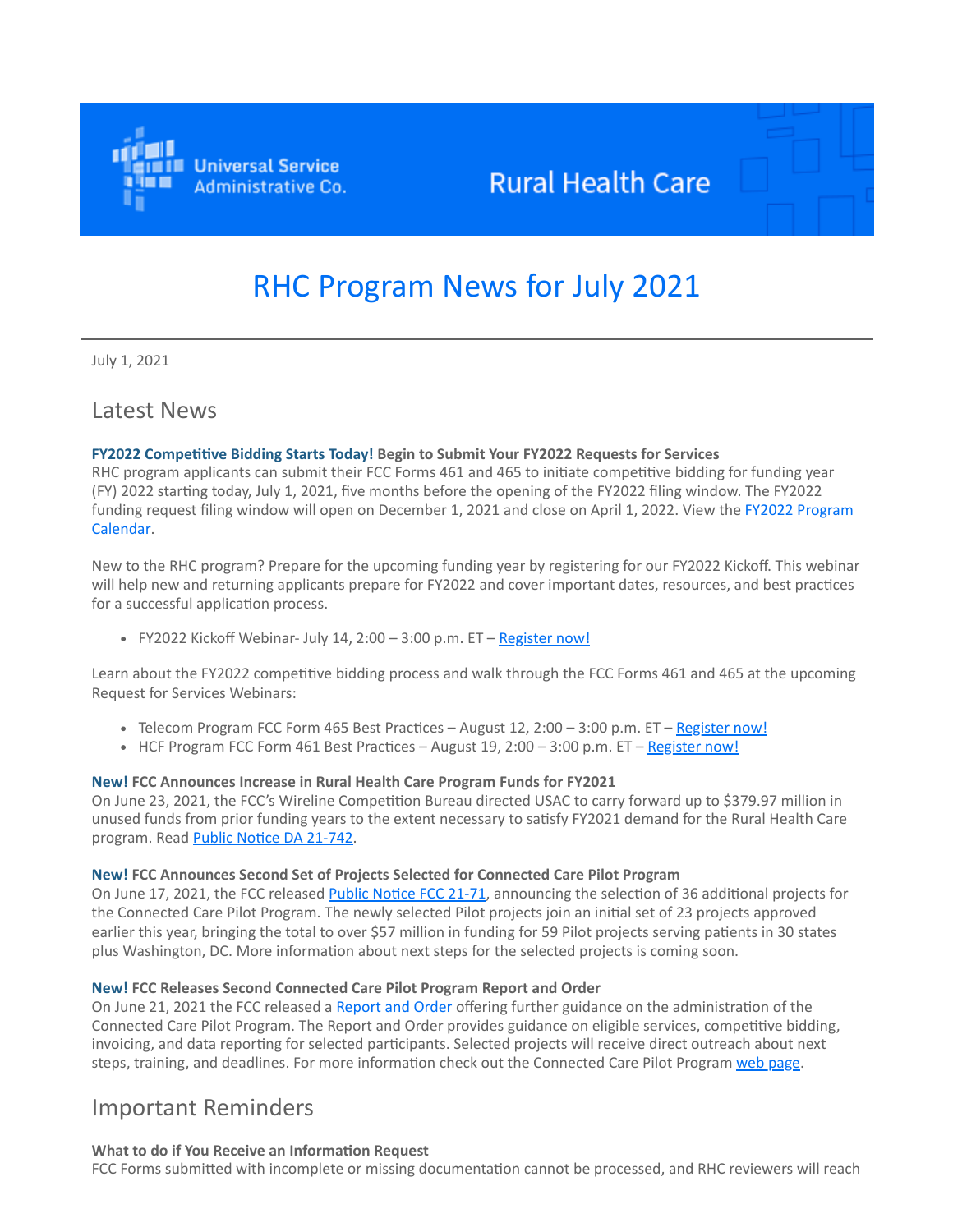Universal Service Administrative Co.

Rural Health Care

# RHC Program News for July 2021

July 1, 2021

## Latest News

**FY2022 Competitive Bidding Starts Today! Begin to Submit Your FY2022 Requests for Services**
RHC program applicants can submit their FCC Forms 461 and 465 to initiate competitive bidding for funding year (FY) 2022 starting today, July 1, 2021, five months before the opening of the FY2022 filing window. The FY2022 funding request filing window will open on December 1, 2021 and close on April 1, 2022. View the FY2022 Program Calendar.

New to the RHC program? Prepare for the upcoming funding year by registering for our FY2022 Kickoff. This webinar will help new and returning applicants prepare for FY2022 and cover important dates, resources, and best practices for a successful application process.

- FY2022 Kickoff Webinar- July 14, 2:00 – 3:00 p.m. ET – Register now!

Learn about the FY2022 competitive bidding process and walk through the FCC Forms 461 and 465 at the upcoming Request for Services Webinars:

- Telecom Program FCC Form 465 Best Practices – August 12, 2:00 – 3:00 p.m. ET – Register now!
- HCF Program FCC Form 461 Best Practices – August 19, 2:00 – 3:00 p.m. ET – Register now!

**New! FCC Announces Increase in Rural Health Care Program Funds for FY2021**
On June 23, 2021, the FCC's Wireline Competition Bureau directed USAC to carry forward up to $379.97 million in unused funds from prior funding years to the extent necessary to satisfy FY2021 demand for the Rural Health Care program. Read Public Notice DA 21-742.

**New! FCC Announces Second Set of Projects Selected for Connected Care Pilot Program**
On June 17, 2021, the FCC released Public Notice FCC 21-71, announcing the selection of 36 additional projects for the Connected Care Pilot Program. The newly selected Pilot projects join an initial set of 23 projects approved earlier this year, bringing the total to over $57 million in funding for 59 Pilot projects serving patients in 30 states plus Washington, DC. More information about next steps for the selected projects is coming soon.

**New! FCC Releases Second Connected Care Pilot Program Report and Order**
On June 21, 2021 the FCC released a Report and Order offering further guidance on the administration of the Connected Care Pilot Program. The Report and Order provides guidance on eligible services, competitive bidding, invoicing, and data reporting for selected participants. Selected projects will receive direct outreach about next steps, training, and deadlines. For more information check out the Connected Care Pilot Program web page.

## Important Reminders

**What to do if You Receive an Information Request**
FCC Forms submitted with incomplete or missing documentation cannot be processed, and RHC reviewers will reach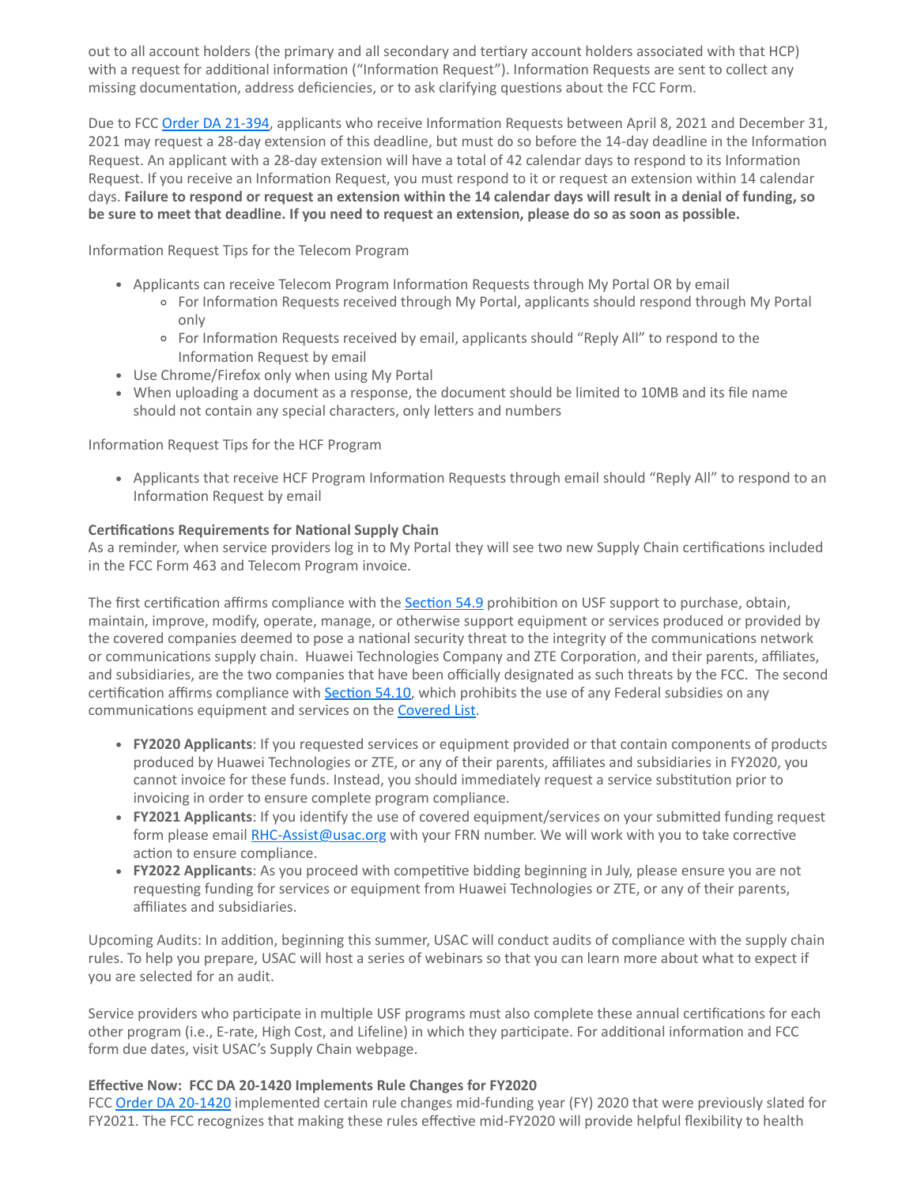out to all account holders (the primary and all secondary and tertiary account holders associated with that HCP) with a request for additional information ("Information Request"). Information Requests are sent to collect any missing documentation, address deficiencies, or to ask clarifying questions about the FCC Form.

Due to FCC [Order DA 21-394](), applicants who receive Information Requests between April 8, 2021 and December 31, 2021 may request a 28-day extension of this deadline, but must do so before the 14-day deadline in the Information Request. An applicant with a 28-day extension will have a total of 42 calendar days to respond to its Information Request. If you receive an Information Request, you must respond to it or request an extension within 14 calendar days. **Failure to respond or request an extension within the 14 calendar days will result in a denial of funding, so be sure to meet that deadline. If you need to request an extension, please do so as soon as possible.**

Information Request Tips for the Telecom Program

- Applicants can receive Telecom Program Information Requests through My Portal OR by email
  - For Information Requests received through My Portal, applicants should respond through My Portal only
  - For Information Requests received by email, applicants should "Reply All" to respond to the Information Request by email
- Use Chrome/Firefox only when using My Portal
- When uploading a document as a response, the document should be limited to 10MB and its file name should not contain any special characters, only letters and numbers

Information Request Tips for the HCF Program

- Applicants that receive HCF Program Information Requests through email should "Reply All" to respond to an Information Request by email

**Certifications Requirements for National Supply Chain**
As a reminder, when service providers log in to My Portal they will see two new Supply Chain certifications included in the FCC Form 463 and Telecom Program invoice.

The first certification affirms compliance with the [Section 54.9]() prohibition on USF support to purchase, obtain, maintain, improve, modify, operate, manage, or otherwise support equipment or services produced or provided by the covered companies deemed to pose a national security threat to the integrity of the communications network or communications supply chain. Huawei Technologies Company and ZTE Corporation, and their parents, affiliates, and subsidiaries, are the two companies that have been officially designated as such threats by the FCC. The second certification affirms compliance with [Section 54.10](), which prohibits the use of any Federal subsidies on any communications equipment and services on the [Covered List]().

- **FY2020 Applicants**: If you requested services or equipment provided or that contain components of products produced by Huawei Technologies or ZTE, or any of their parents, affiliates and subsidiaries in FY2020, you cannot invoice for these funds. Instead, you should immediately request a service substitution prior to invoicing in order to ensure complete program compliance.
- **FY2021 Applicants**: If you identify the use of covered equipment/services on your submitted funding request form please email [RHC-Assist@usac.org](mailto:RHC-Assist@usac.org) with your FRN number. We will work with you to take corrective action to ensure compliance.
- **FY2022 Applicants**: As you proceed with competitive bidding beginning in July, please ensure you are not requesting funding for services or equipment from Huawei Technologies or ZTE, or any of their parents, affiliates and subsidiaries.

Upcoming Audits: In addition, beginning this summer, USAC will conduct audits of compliance with the supply chain rules. To help you prepare, USAC will host a series of webinars so that you can learn more about what to expect if you are selected for an audit.

Service providers who participate in multiple USF programs must also complete these annual certifications for each other program (i.e., E-rate, High Cost, and Lifeline) in which they participate. For additional information and FCC form due dates, visit USAC's Supply Chain webpage.

**Effective Now: FCC DA 20-1420 Implements Rule Changes for FY2020**
FCC [Order DA 20-1420]() implemented certain rule changes mid-funding year (FY) 2020 that were previously slated for FY2021. The FCC recognizes that making these rules effective mid-FY2020 will provide helpful flexibility to health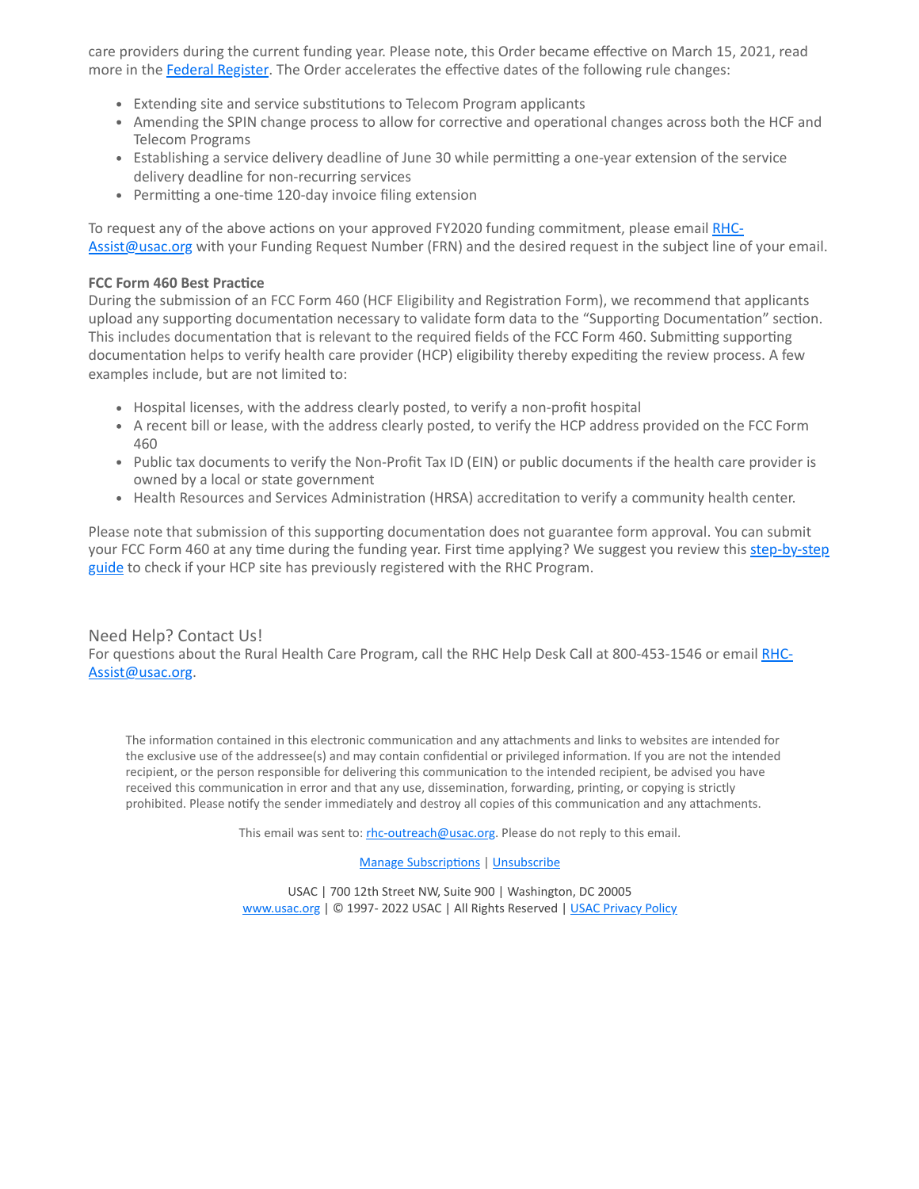care providers during the current funding year. Please note, this Order became effective on March 15, 2021, read more in the [Federal Register](). The Order accelerates the effective dates of the following rule changes:

- Extending site and service substitutions to Telecom Program applicants
- Amending the SPIN change process to allow for corrective and operational changes across both the HCF and Telecom Programs
- Establishing a service delivery deadline of June 30 while permitting a one-year extension of the service delivery deadline for non-recurring services
- Permitting a one-time 120-day invoice filing extension

To request any of the above actions on your approved FY2020 funding commitment, please email RHC-Assist@usac.org with your Funding Request Number (FRN) and the desired request in the subject line of your email.

**FCC Form 460 Best Practice**

During the submission of an FCC Form 460 (HCF Eligibility and Registration Form), we recommend that applicants upload any supporting documentation necessary to validate form data to the "Supporting Documentation" section. This includes documentation that is relevant to the required fields of the FCC Form 460. Submitting supporting documentation helps to verify health care provider (HCP) eligibility thereby expediting the review process. A few examples include, but are not limited to:

- Hospital licenses, with the address clearly posted, to verify a non-profit hospital
- A recent bill or lease, with the address clearly posted, to verify the HCP address provided on the FCC Form 460
- Public tax documents to verify the Non-Profit Tax ID (EIN) or public documents if the health care provider is owned by a local or state government
- Health Resources and Services Administration (HRSA) accreditation to verify a community health center.

Please note that submission of this supporting documentation does not guarantee form approval. You can submit your FCC Form 460 at any time during the funding year. First time applying? We suggest you review this step-by-step guide to check if your HCP site has previously registered with the RHC Program.

## Need Help? Contact Us!

For questions about the Rural Health Care Program, call the RHC Help Desk Call at 800-453-1546 or email RHC-Assist@usac.org.

The information contained in this electronic communication and any attachments and links to websites are intended for the exclusive use of the addressee(s) and may contain confidential or privileged information. If you are not the intended recipient, or the person responsible for delivering this communication to the intended recipient, be advised you have received this communication in error and that any use, dissemination, forwarding, printing, or copying is strictly prohibited. Please notify the sender immediately and destroy all copies of this communication and any attachments.

This email was sent to: rhc-outreach@usac.org. Please do not reply to this email.

Manage Subscriptions | Unsubscribe

USAC | 700 12th Street NW, Suite 900 | Washington, DC 20005
www.usac.org | © 1997- 2022 USAC | All Rights Reserved | USAC Privacy Policy